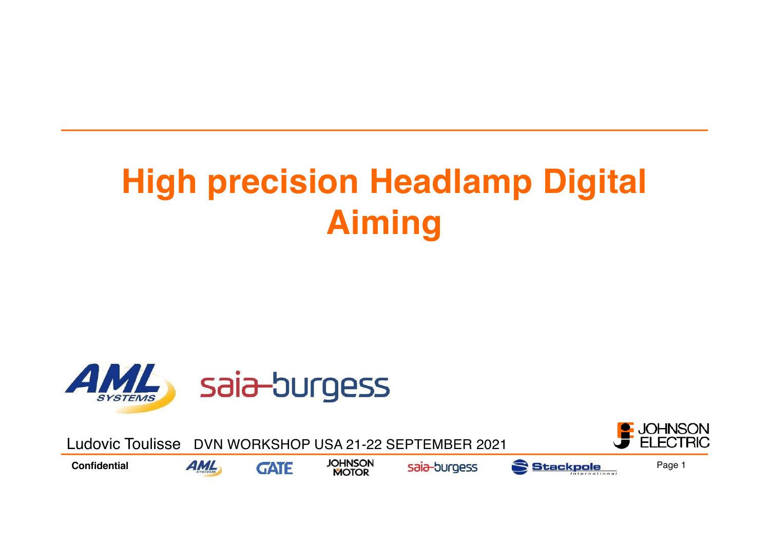# High precision Headlamp Digital Aiming

Ludovic Toulisse DVN WORKSHOP USA 21-22 SEPTEMBER 2021

Confidential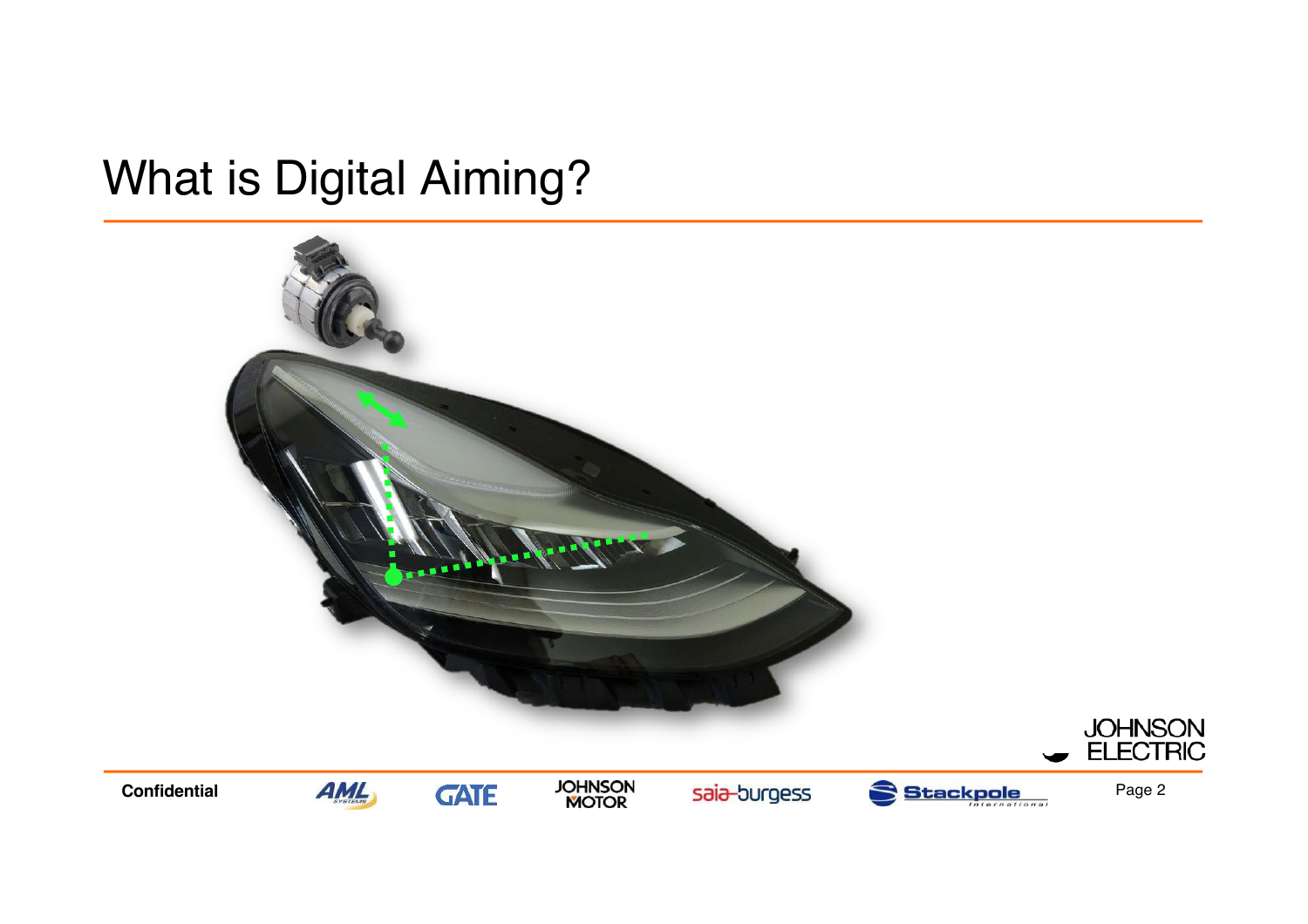# What is Digital Aiming?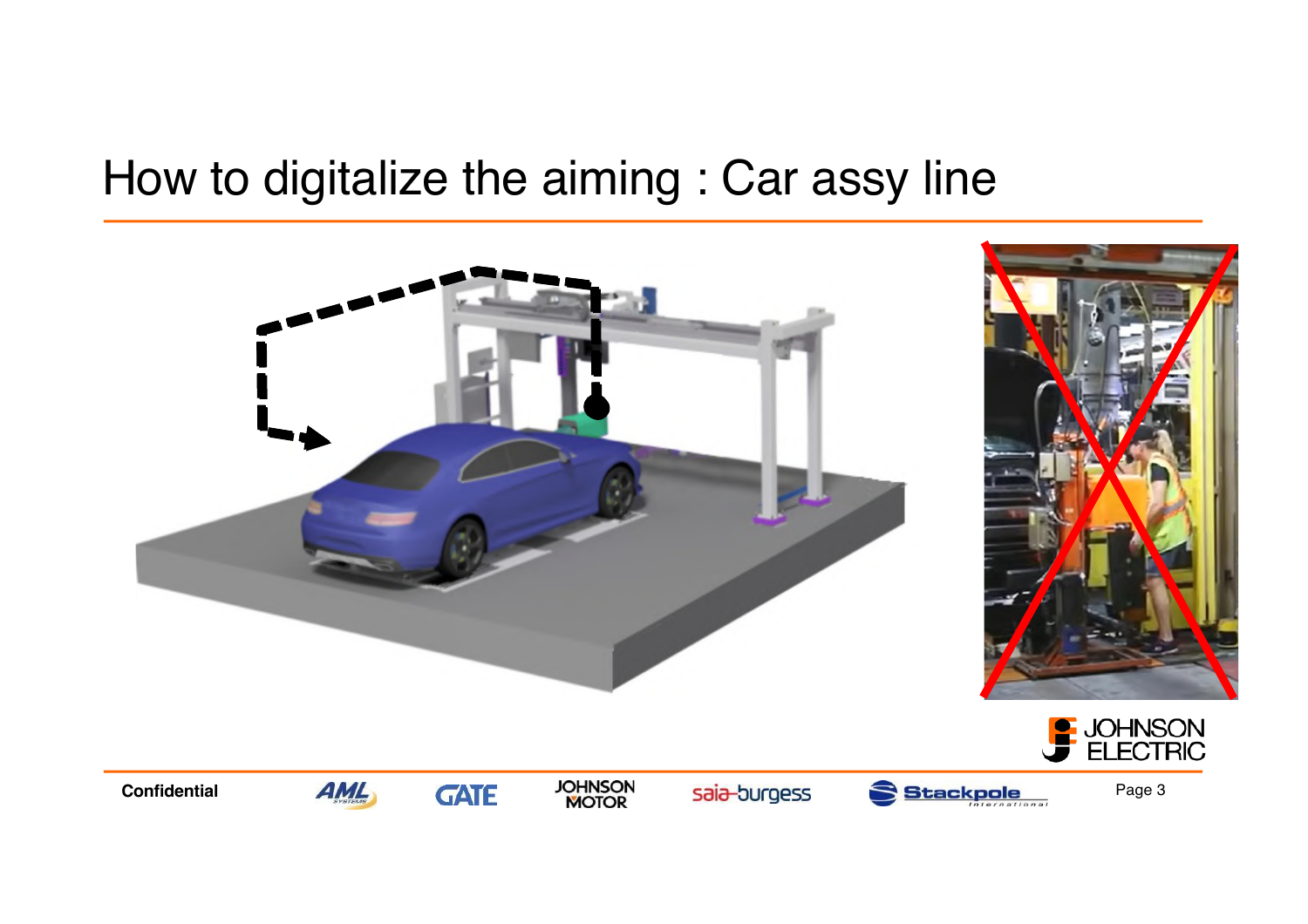# How to digitalize the aiming : Car assy line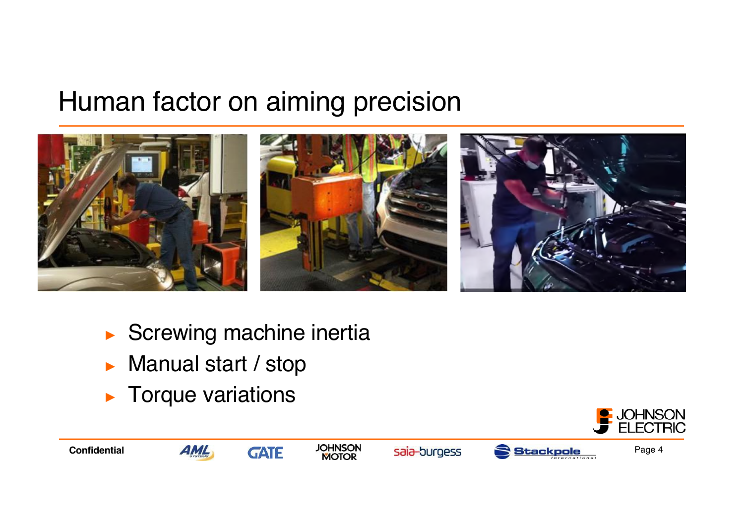# Human factor on aiming precision

- Screwing machine inertia
- Manual start / stop
- Torque variations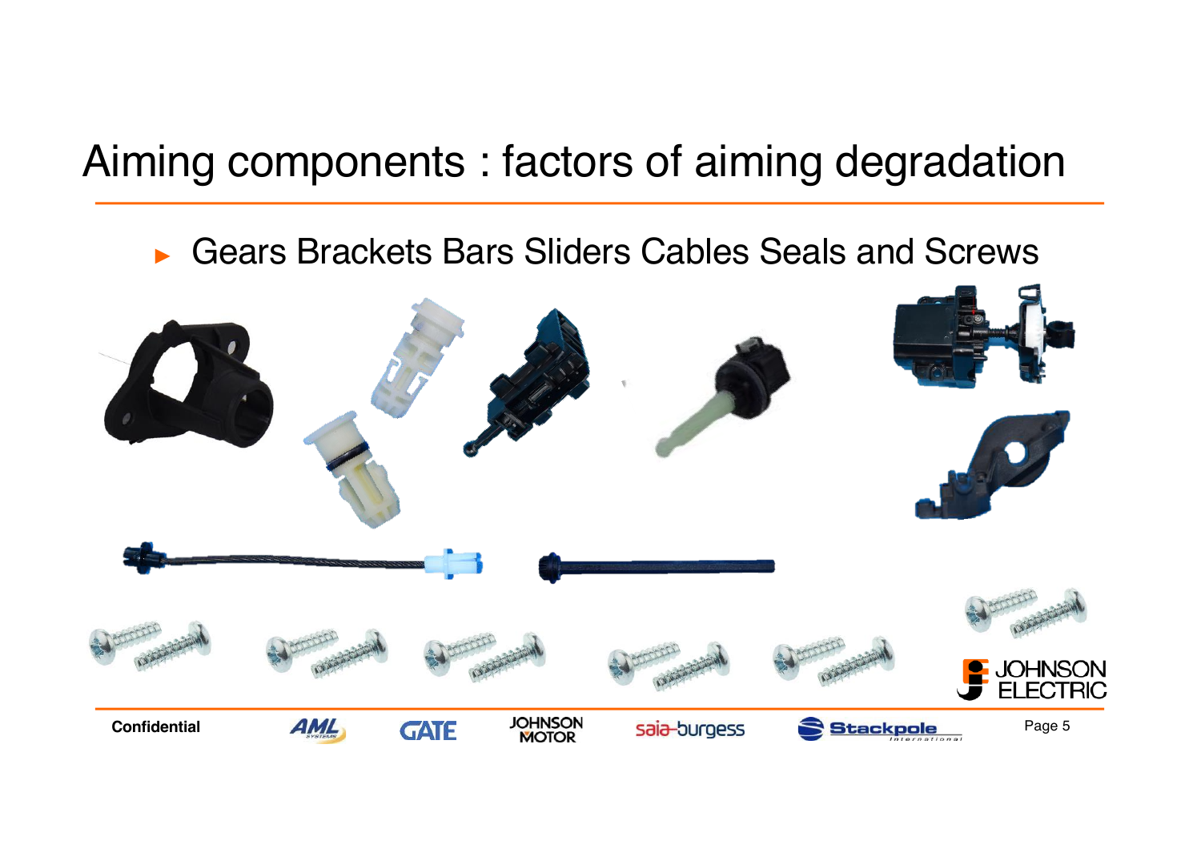# Aiming components : factors of aiming degradation

- Gears Brackets Bars Sliders Cables Seals and Screws

JOHNSON ELECTRIC

**Confidential**

AML SYSTEMS · GATE · JOHNSON MOTOR · saia-burgess · Stackpole International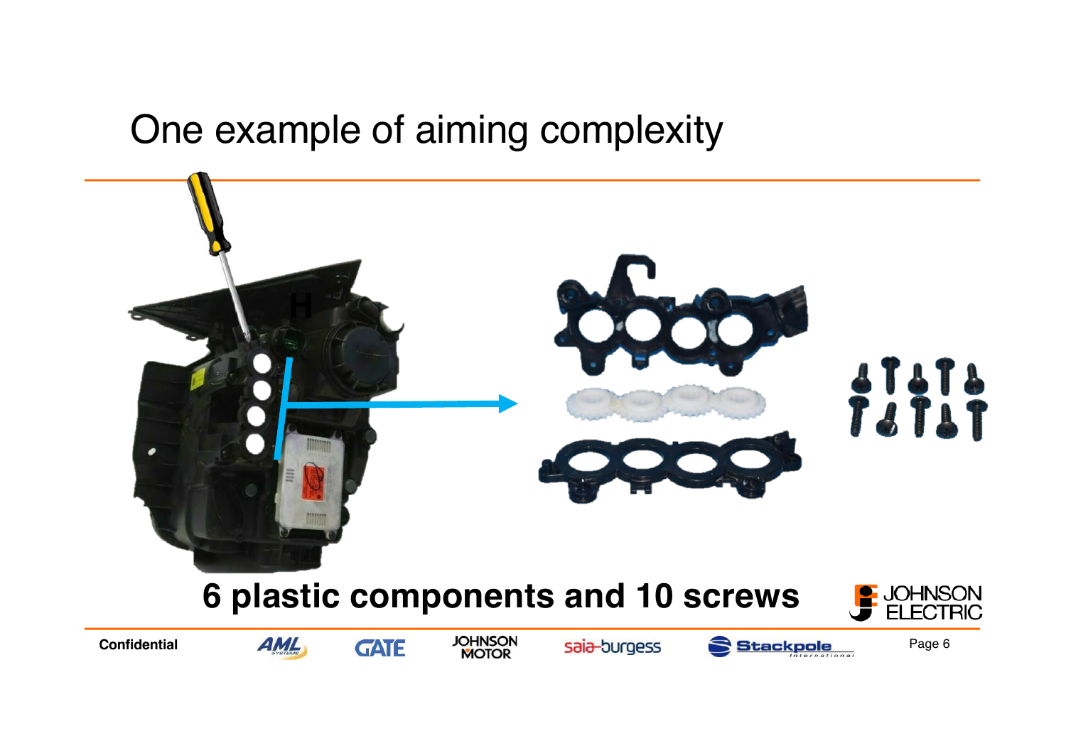# One example of aiming complexity

**6 plastic components and 10 screws**

Confidential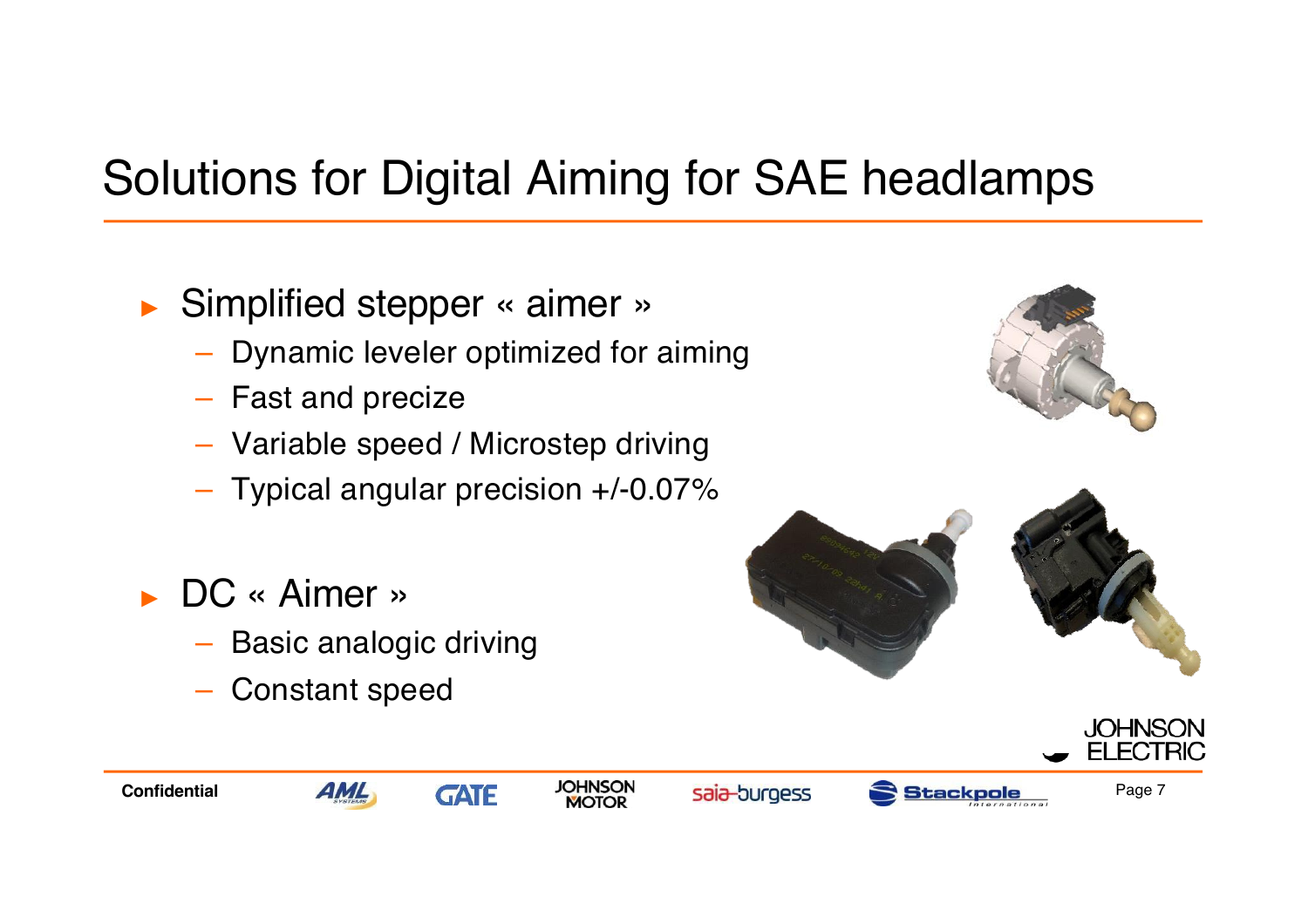# Solutions for Digital Aiming for SAE headlamps

- Simplified stepper « aimer »
  - Dynamic leveler optimized for aiming
  - Fast and precize
  - Variable speed / Microstep driving
  - Typical angular precision +/-0.07%

- DC « Aimer »
  - Basic analogic driving
  - Constant speed

Confidential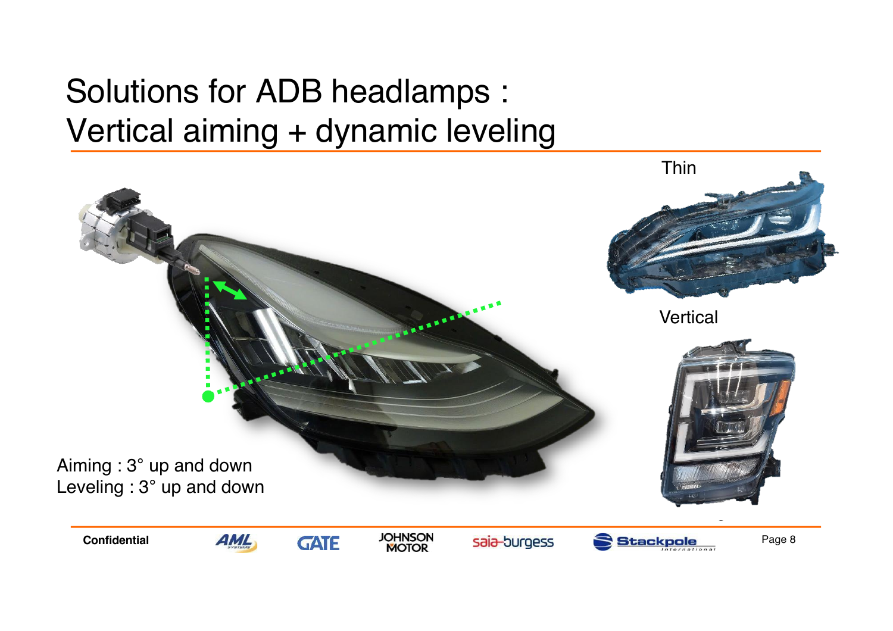# Solutions for ADB headlamps : Vertical aiming + dynamic leveling

Thin

Vertical

Aiming : 3° up and down
Leveling : 3° up and down

**Confidential**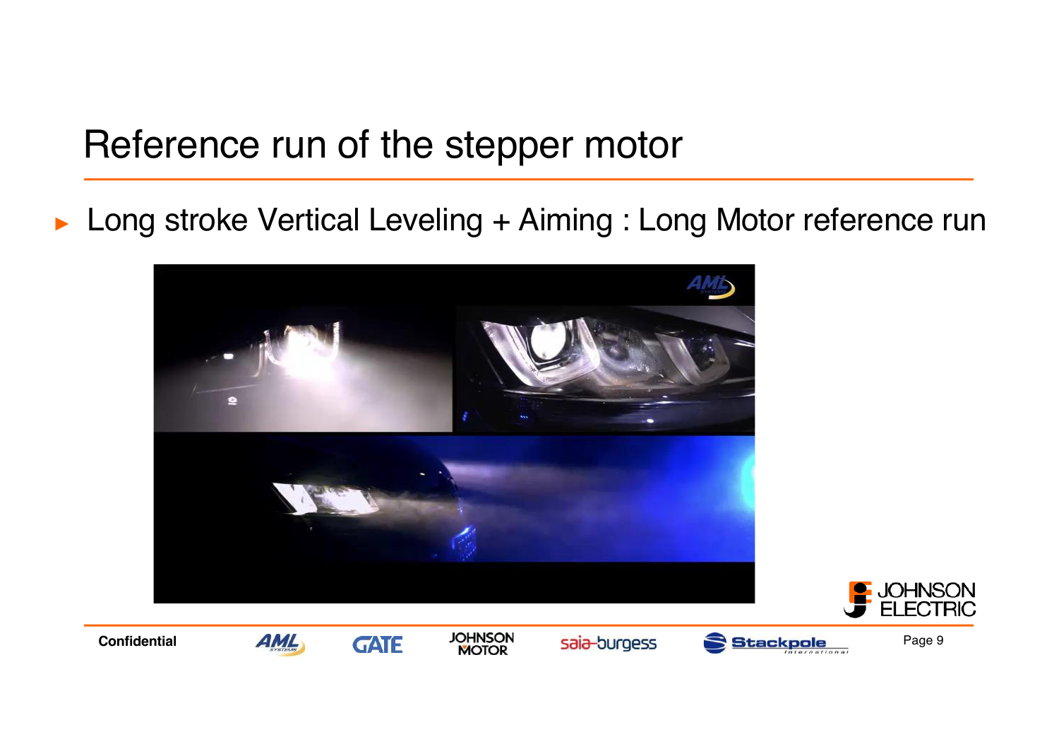# Reference run of the stepper motor

- Long stroke Vertical Leveling + Aiming : Long Motor reference run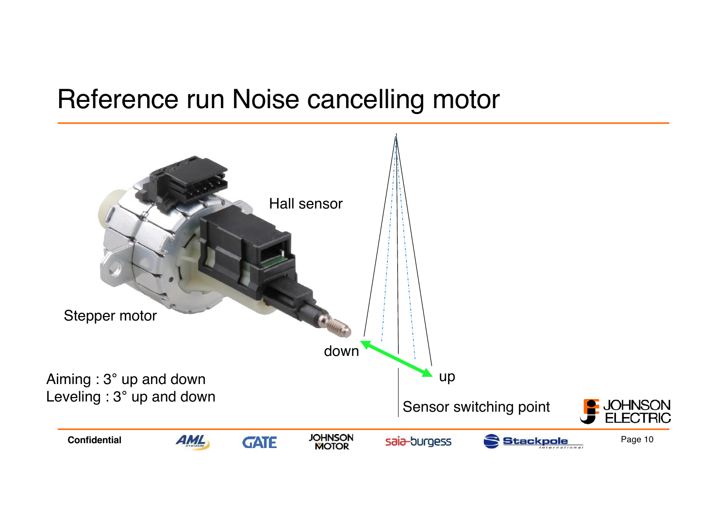# Reference run Noise cancelling motor

Hall sensor

Stepper motor

down

up

Sensor switching point

Aiming : 3° up and down
Leveling : 3° up and down

Confidential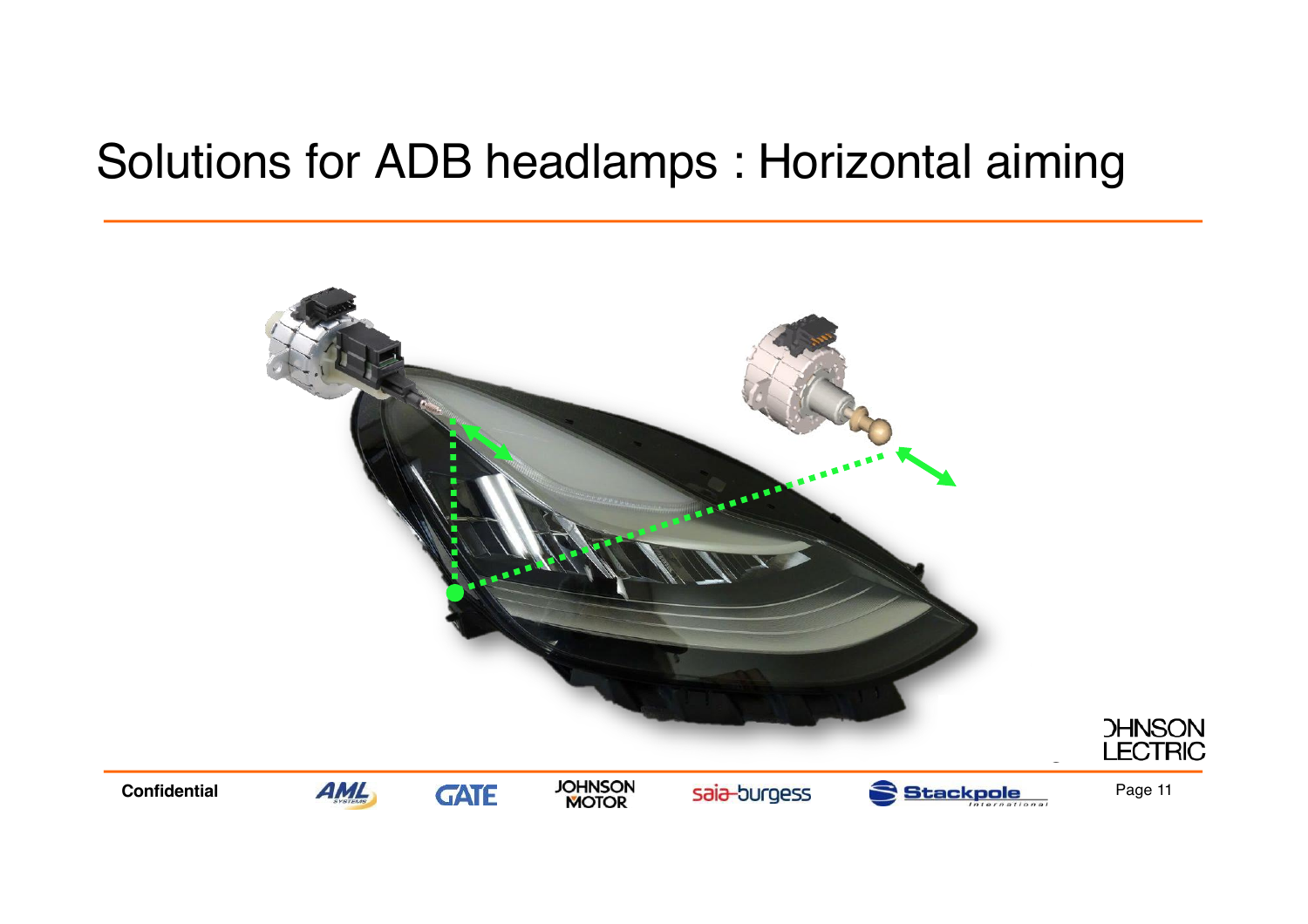# Solutions for ADB headlamps : Horizontal aiming

**Confidential**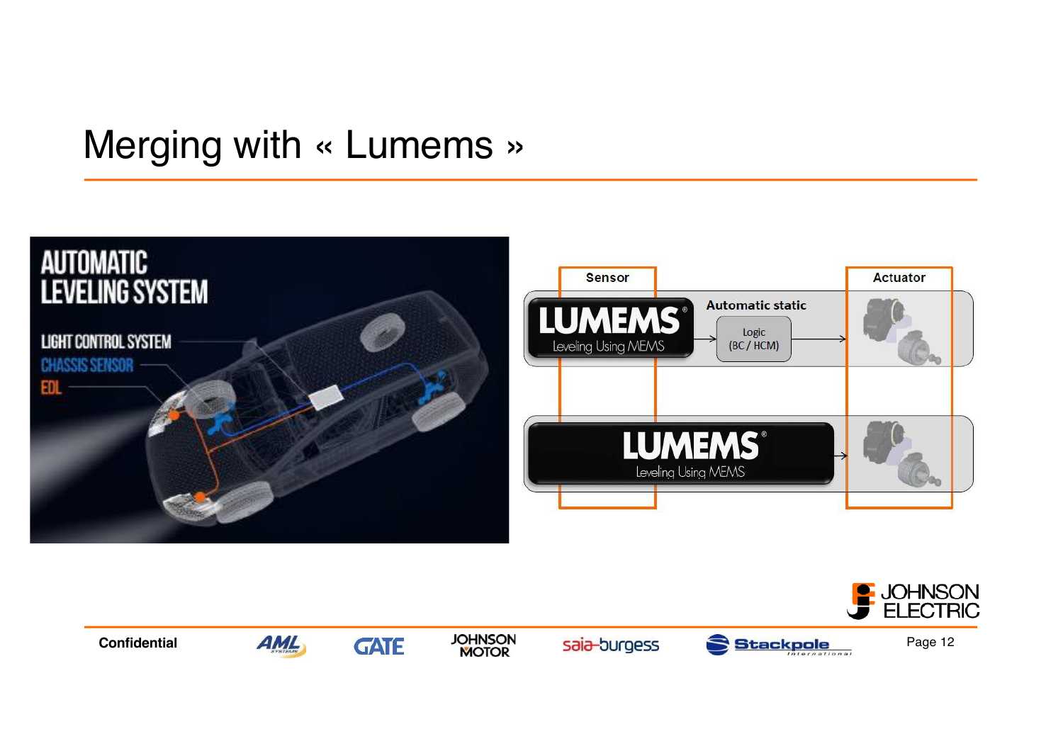# Merging with « Lumems »

AUTOMATIC LEVELING SYSTEM

LIGHT CONTROL SYSTEM

CHASSIS SENSOR

EDL

Sensor

Actuator

LUMEMS® Leveling Using MEMS

Automatic static

Logic (BC / HCM)

LUMEMS® Leveling Using MEMS

Confidential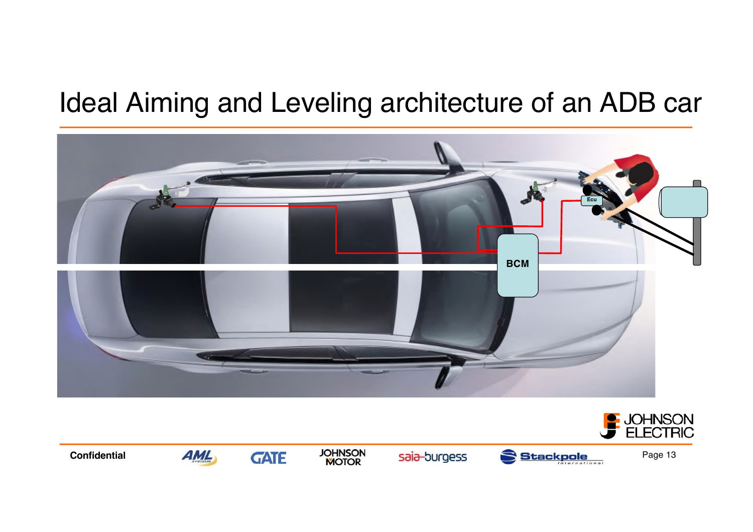# Ideal Aiming and Leveling architecture of an ADB car

Ecu

BCM

Confidential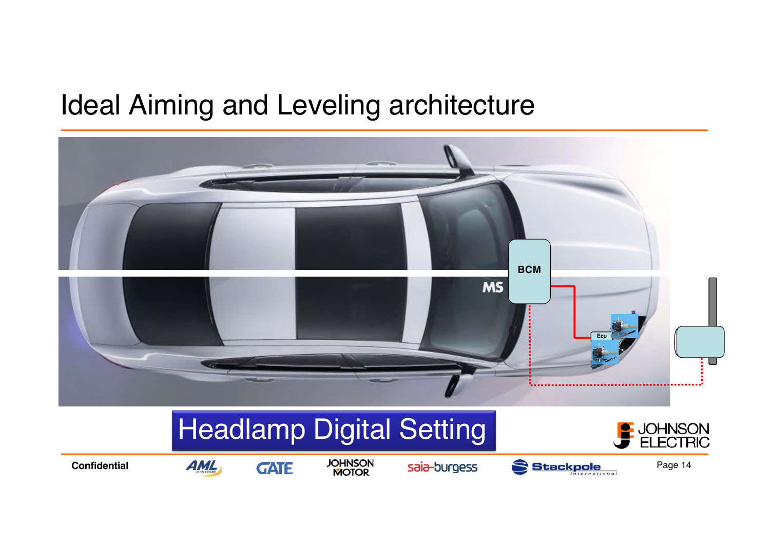# Ideal Aiming and Leveling architecture

BCM

MS

Ecu

Headlamp Digital Setting

Confidential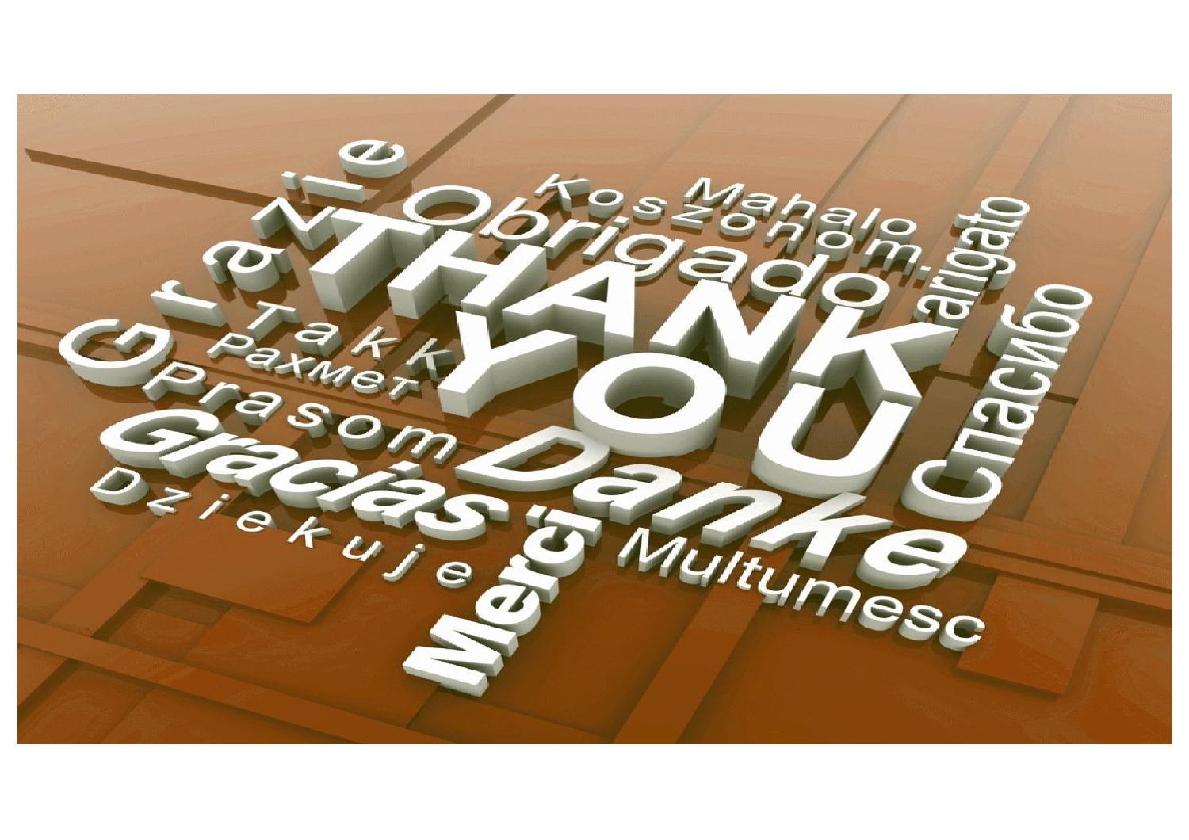THANK YOU

Grazie

Obrigado

Koszonom

Mahalo

arigato

Спасибо

Takk

Paxмет

Prasom

Gracias

Danke

Dziekuje

Merci

Multumesc